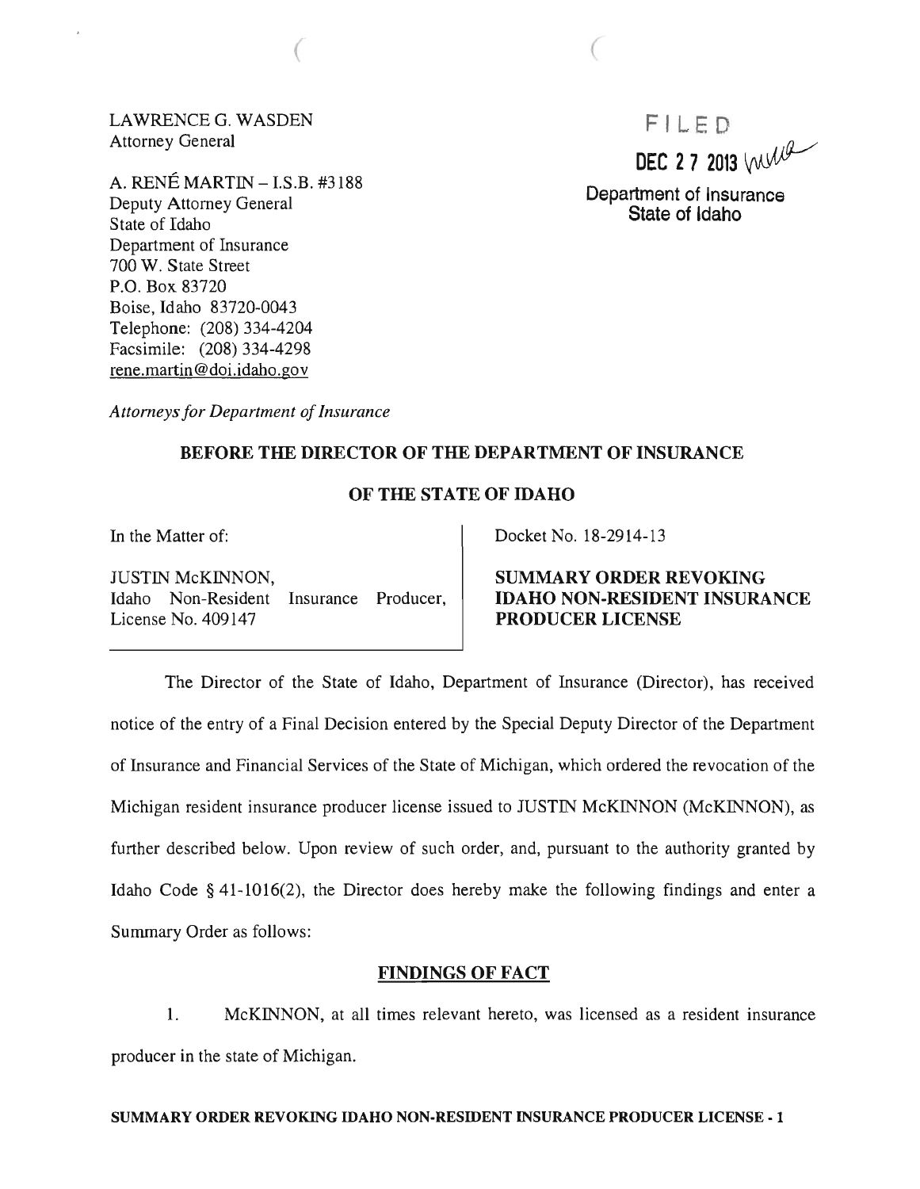LAWRENCE G. WASDEN
Attorney General

A. RENÉ MARTIN – I.S.B. #3188
Deputy Attorney General
State of Idaho
Department of Insurance
700 W. State Street
P.O. Box 83720
Boise, Idaho 83720-0043
Telephone: (208) 334-4204
Facsimile: (208) 334-4298
rene.martin@doi.idaho.gov

FILED
DEC 27 2013
Department of Insurance
State of Idaho

*Attorneys for Department of Insurance*

**BEFORE THE DIRECTOR OF THE DEPARTMENT OF INSURANCE**

**OF THE STATE OF IDAHO**

| In the Matter of:<br><br>JUSTIN McKINNON,<br>Idaho Non-Resident Insurance Producer,<br>License No. 409147 | Docket No. 18-2914-13<br><br>**SUMMARY ORDER REVOKING IDAHO NON-RESIDENT INSURANCE PRODUCER LICENSE** |
|---|---|

The Director of the State of Idaho, Department of Insurance (Director), has received notice of the entry of a Final Decision entered by the Special Deputy Director of the Department of Insurance and Financial Services of the State of Michigan, which ordered the revocation of the Michigan resident insurance producer license issued to JUSTIN McKINNON (McKINNON), as further described below. Upon review of such order, and, pursuant to the authority granted by Idaho Code § 41-1016(2), the Director does hereby make the following findings and enter a Summary Order as follows:

## FINDINGS OF FACT

1. McKINNON, at all times relevant hereto, was licensed as a resident insurance producer in the state of Michigan.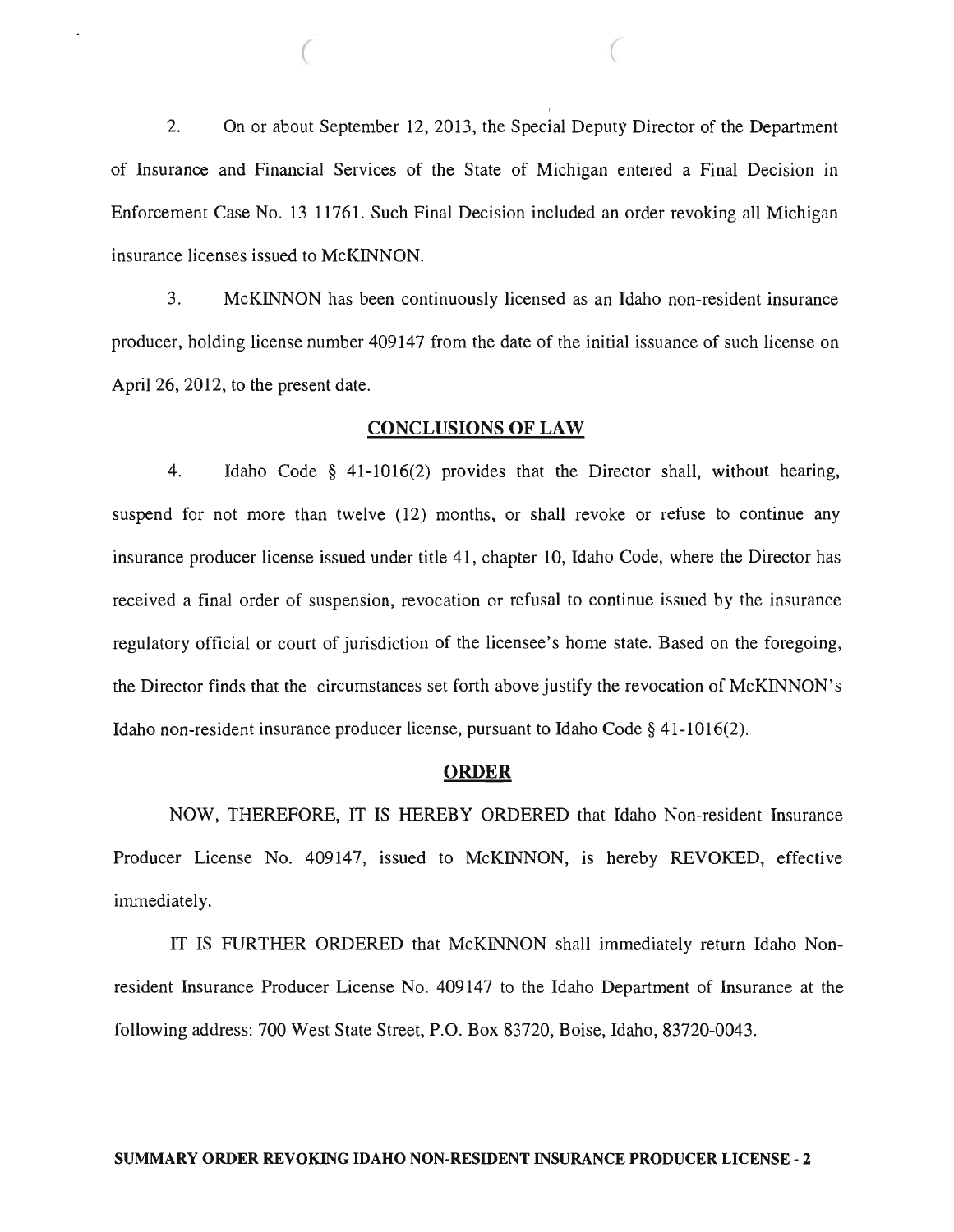2. On or about September 12, 2013, the Special Deputy Director of the Department of Insurance and Financial Services of the State of Michigan entered a Final Decision in Enforcement Case No. 13-11761. Such Final Decision included an order revoking all Michigan insurance licenses issued to McKINNON.

3. McKINNON has been continuously licensed as an Idaho non-resident insurance producer, holding license number 409147 from the date of the initial issuance of such license on April 26, 2012, to the present date.

## CONCLUSIONS OF LAW

4. Idaho Code § 41-1016(2) provides that the Director shall, without hearing, suspend for not more than twelve (12) months, or shall revoke or refuse to continue any insurance producer license issued under title 41, chapter 10, Idaho Code, where the Director has received a final order of suspension, revocation or refusal to continue issued by the insurance regulatory official or court of jurisdiction of the licensee's home state. Based on the foregoing, the Director finds that the circumstances set forth above justify the revocation of McKINNON's Idaho non-resident insurance producer license, pursuant to Idaho Code § 41-1016(2).

## ORDER

NOW, THEREFORE, IT IS HEREBY ORDERED that Idaho Non-resident Insurance Producer License No. 409147, issued to McKINNON, is hereby REVOKED, effective immediately.

IT IS FURTHER ORDERED that McKINNON shall immediately return Idaho Non-resident Insurance Producer License No. 409147 to the Idaho Department of Insurance at the following address: 700 West State Street, P.O. Box 83720, Boise, Idaho, 83720-0043.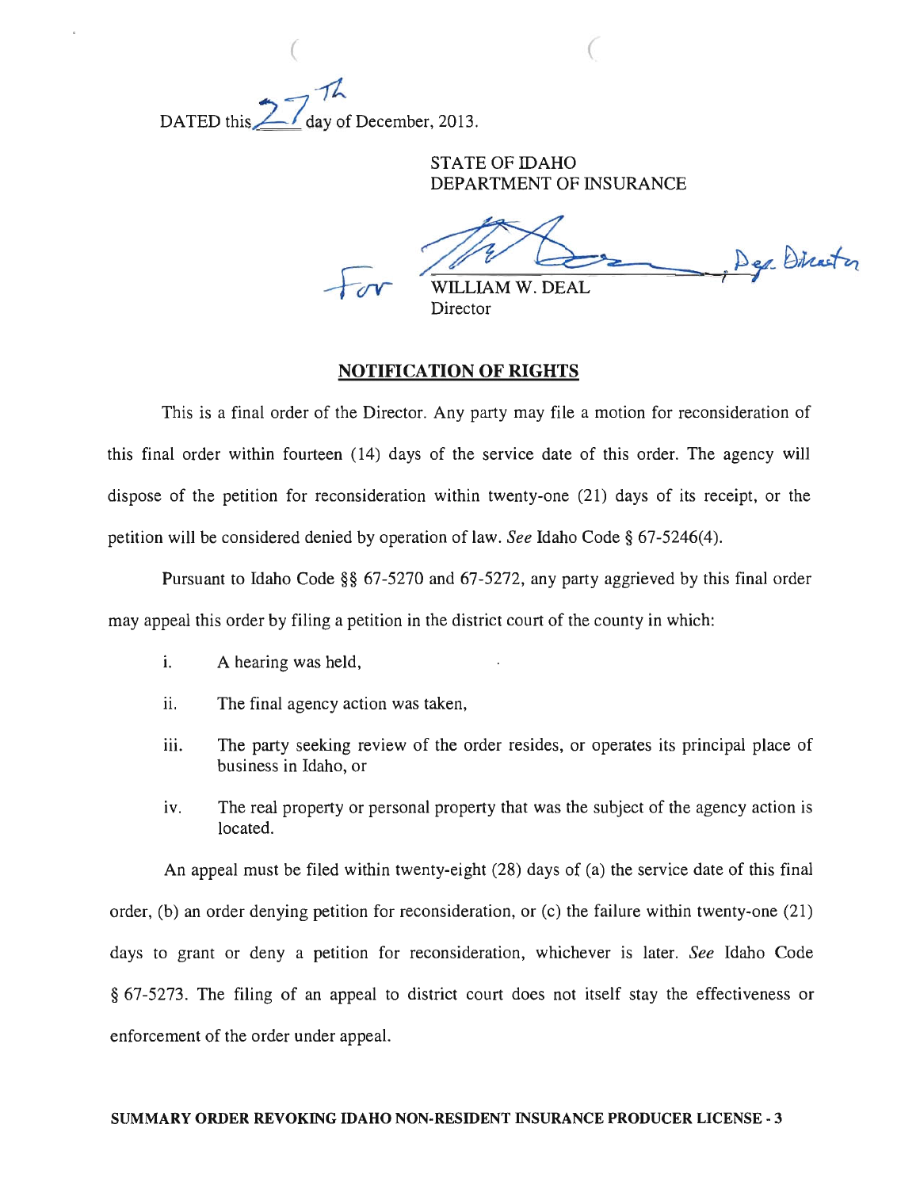DATED this 27th day of December, 2013.

STATE OF IDAHO
DEPARTMENT OF INSURANCE

For WILLIAM W. DEAL, Dep. Director
Director

## NOTIFICATION OF RIGHTS

This is a final order of the Director. Any party may file a motion for reconsideration of this final order within fourteen (14) days of the service date of this order. The agency will dispose of the petition for reconsideration within twenty-one (21) days of its receipt, or the petition will be considered denied by operation of law. *See* Idaho Code § 67-5246(4).

Pursuant to Idaho Code §§ 67-5270 and 67-5272, any party aggrieved by this final order may appeal this order by filing a petition in the district court of the county in which:

i. A hearing was held,

ii. The final agency action was taken,

iii. The party seeking review of the order resides, or operates its principal place of business in Idaho, or

iv. The real property or personal property that was the subject of the agency action is located.

An appeal must be filed within twenty-eight (28) days of (a) the service date of this final order, (b) an order denying petition for reconsideration, or (c) the failure within twenty-one (21) days to grant or deny a petition for reconsideration, whichever is later. *See* Idaho Code § 67-5273. The filing of an appeal to district court does not itself stay the effectiveness or enforcement of the order under appeal.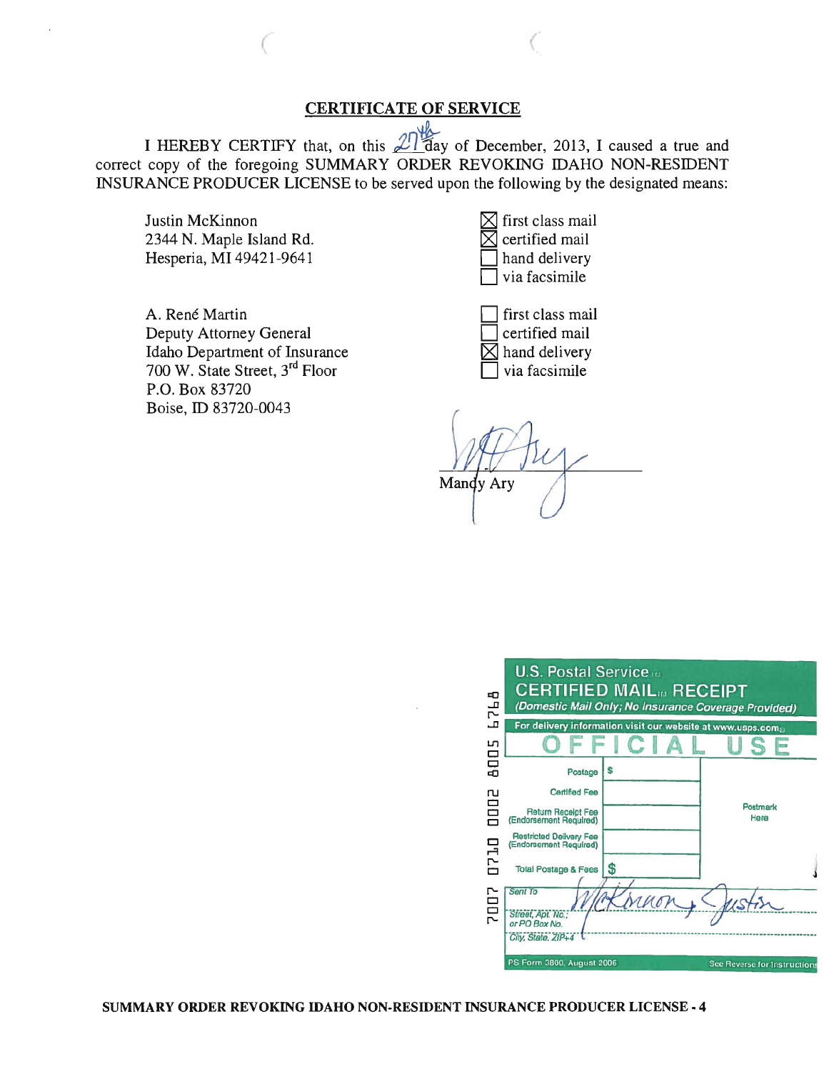## CERTIFICATE OF SERVICE

I HEREBY CERTIFY that, on this 27th day of December, 2013, I caused a true and correct copy of the foregoing SUMMARY ORDER REVOKING IDAHO NON-RESIDENT INSURANCE PRODUCER LICENSE to be served upon the following by the designated means:

| | |
|---|---|
| Justin McKinnon<br>2344 N. Maple Island Rd.<br>Hesperia, MI 49421-9641 | ☒ first class mail<br>☒ certified mail<br>☐ hand delivery<br>☐ via facsimile |
| A. René Martin<br>Deputy Attorney General<br>Idaho Department of Insurance<br>700 W. State Street, 3rd Floor<br>P.O. Box 83720<br>Boise, ID 83720-0043 | ☐ first class mail<br>☐ certified mail<br>☒ hand delivery<br>☐ via facsimile |

Mandy Ary

U.S. Postal Service
CERTIFIED MAIL RECEIPT
(Domestic Mail Only; No Insurance Coverage Provided)

For delivery information visit our website at www.usps.com

OFFICIAL USE

7007 0710 0002 8005 6768

| | | |
|---|---|---|
| Postage | $ | Postmark Here |
| Certified Fee | | |
| Return Receipt Fee (Endorsement Required) | | |
| Restricted Delivery Fee (Endorsement Required) | | |
| Total Postage & Fees | $ | |

Sent To: McKinnon, Justin

Street, Apt. No.; or PO Box No.

City, State, ZIP+4

PS Form 3800, August 2006 — See Reverse for Instructions

SUMMARY ORDER REVOKING IDAHO NON-RESIDENT INSURANCE PRODUCER LICENSE - 4